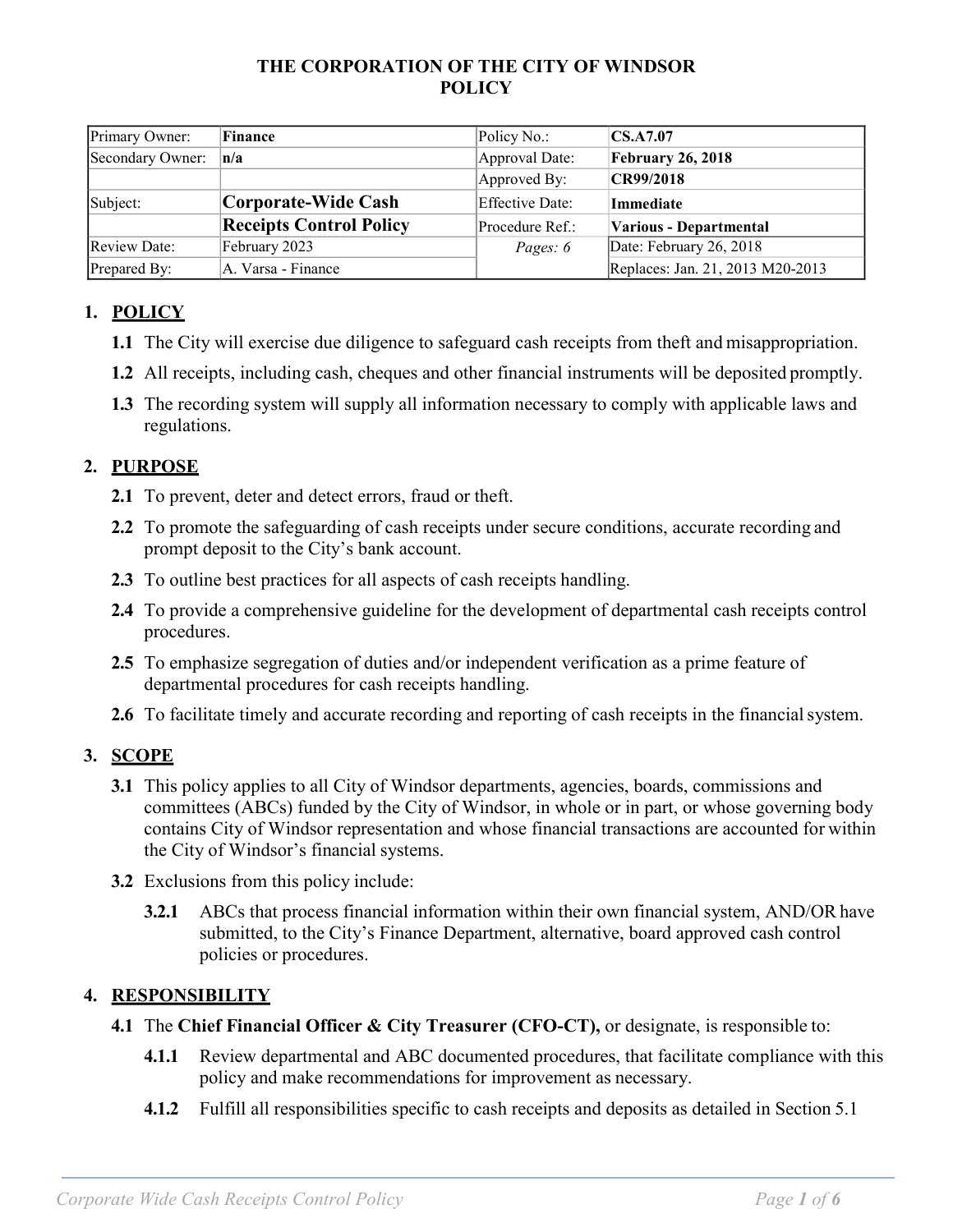# THE CORPORATION OF THE CITY OF WINDSOR
# POLICY

| Primary Owner: | **Finance** | Policy No.: | **CS.A7.07** |
|---|---|---|---|
| Secondary Owner: | **n/a** | Approval Date: | **February 26, 2018** |
| | | Approved By: | **CR99/2018** |
| Subject: | **Corporate-Wide Cash Receipts Control Policy** | Effective Date: | **Immediate** |
| | | Procedure Ref.: | **Various - Departmental** |
| Review Date: | February 2023 | *Pages: 6* | Date: February 26, 2018 |
| Prepared By: | A. Varsa - Finance | | Replaces: Jan. 21, 2013 M20-2013 |

## 1. POLICY

**1.1** The City will exercise due diligence to safeguard cash receipts from theft and misappropriation.

**1.2** All receipts, including cash, cheques and other financial instruments will be deposited promptly.

**1.3** The recording system will supply all information necessary to comply with applicable laws and regulations.

## 2. PURPOSE

**2.1** To prevent, deter and detect errors, fraud or theft.

**2.2** To promote the safeguarding of cash receipts under secure conditions, accurate recording and prompt deposit to the City's bank account.

**2.3** To outline best practices for all aspects of cash receipts handling.

**2.4** To provide a comprehensive guideline for the development of departmental cash receipts control procedures.

**2.5** To emphasize segregation of duties and/or independent verification as a prime feature of departmental procedures for cash receipts handling.

**2.6** To facilitate timely and accurate recording and reporting of cash receipts in the financial system.

## 3. SCOPE

**3.1** This policy applies to all City of Windsor departments, agencies, boards, commissions and committees (ABCs) funded by the City of Windsor, in whole or in part, or whose governing body contains City of Windsor representation and whose financial transactions are accounted for within the City of Windsor's financial systems.

**3.2** Exclusions from this policy include:

**3.2.1** ABCs that process financial information within their own financial system, AND/OR have submitted, to the City's Finance Department, alternative, board approved cash control policies or procedures.

## 4. RESPONSIBILITY

**4.1** The **Chief Financial Officer & City Treasurer (CFO-CT),** or designate, is responsible to:

**4.1.1** Review departmental and ABC documented procedures, that facilitate compliance with this policy and make recommendations for improvement as necessary.

**4.1.2** Fulfill all responsibilities specific to cash receipts and deposits as detailed in Section 5.1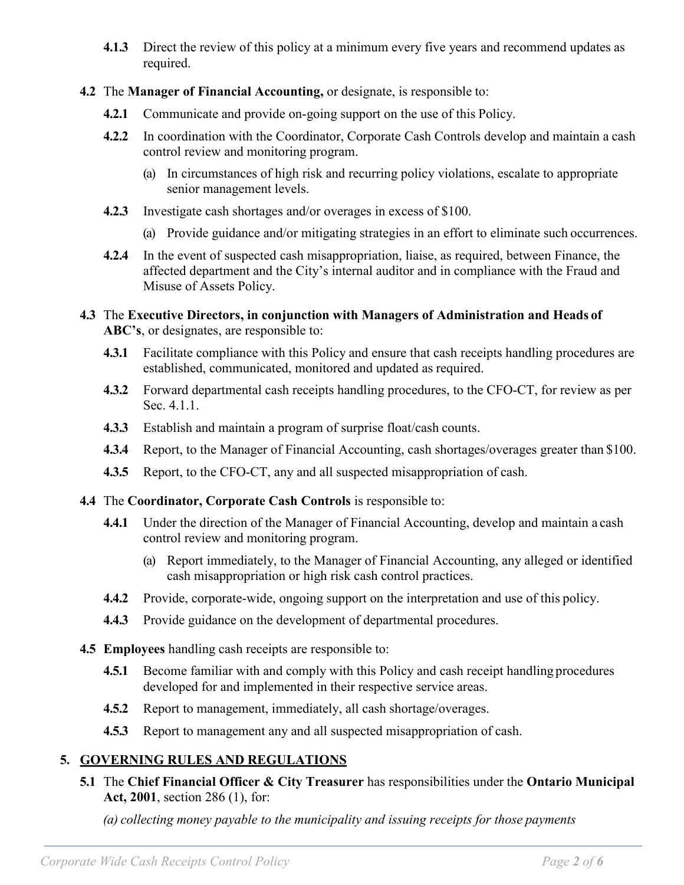**4.1.3** Direct the review of this policy at a minimum every five years and recommend updates as required.

**4.2** The **Manager of Financial Accounting,** or designate, is responsible to:

**4.2.1** Communicate and provide on-going support on the use of this Policy.

**4.2.2** In coordination with the Coordinator, Corporate Cash Controls develop and maintain a cash control review and monitoring program.

(a) In circumstances of high risk and recurring policy violations, escalate to appropriate senior management levels.

**4.2.3** Investigate cash shortages and/or overages in excess of $100.

(a) Provide guidance and/or mitigating strategies in an effort to eliminate such occurrences.

**4.2.4** In the event of suspected cash misappropriation, liaise, as required, between Finance, the affected department and the City's internal auditor and in compliance with the Fraud and Misuse of Assets Policy.

**4.3** The **Executive Directors, in conjunction with Managers of Administration and Heads of ABC's**, or designates, are responsible to:

**4.3.1** Facilitate compliance with this Policy and ensure that cash receipts handling procedures are established, communicated, monitored and updated as required.

**4.3.2** Forward departmental cash receipts handling procedures, to the CFO-CT, for review as per Sec. 4.1.1.

**4.3.3** Establish and maintain a program of surprise float/cash counts.

**4.3.4** Report, to the Manager of Financial Accounting, cash shortages/overages greater than $100.

**4.3.5** Report, to the CFO-CT, any and all suspected misappropriation of cash.

**4.4** The **Coordinator, Corporate Cash Controls** is responsible to:

**4.4.1** Under the direction of the Manager of Financial Accounting, develop and maintain a cash control review and monitoring program.

(a) Report immediately, to the Manager of Financial Accounting, any alleged or identified cash misappropriation or high risk cash control practices.

**4.4.2** Provide, corporate-wide, ongoing support on the interpretation and use of this policy.

**4.4.3** Provide guidance on the development of departmental procedures.

**4.5** **Employees** handling cash receipts are responsible to:

**4.5.1** Become familiar with and comply with this Policy and cash receipt handling procedures developed for and implemented in their respective service areas.

**4.5.2** Report to management, immediately, all cash shortage/overages.

**4.5.3** Report to management any and all suspected misappropriation of cash.

## 5. GOVERNING RULES AND REGULATIONS

**5.1** The **Chief Financial Officer & City Treasurer** has responsibilities under the **Ontario Municipal Act, 2001**, section 286 (1), for:

*(a) collecting money payable to the municipality and issuing receipts for those payments*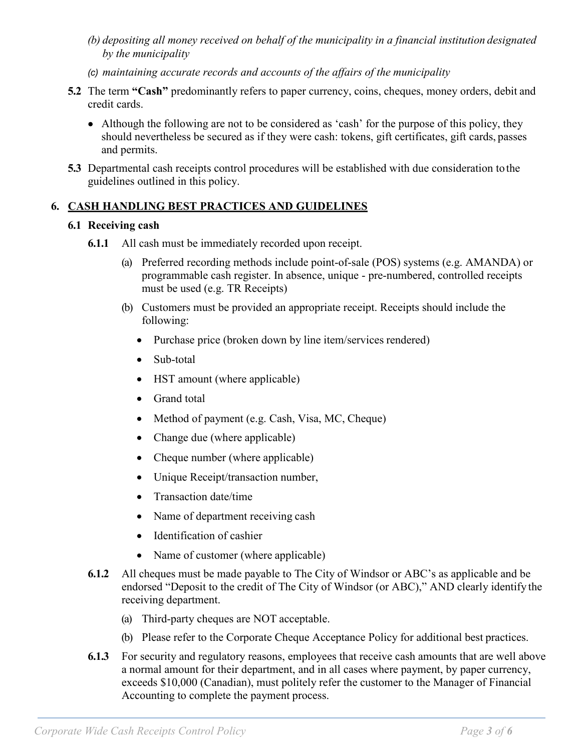*(b) depositing all money received on behalf of the municipality in a financial institution designated by the municipality*

*(c) maintaining accurate records and accounts of the affairs of the municipality*

**5.2** The term **"Cash"** predominantly refers to paper currency, coins, cheques, money orders, debit and credit cards.

- Although the following are not to be considered as 'cash' for the purpose of this policy, they should nevertheless be secured as if they were cash: tokens, gift certificates, gift cards, passes and permits.

**5.3** Departmental cash receipts control procedures will be established with due consideration to the guidelines outlined in this policy.

## 6. CASH HANDLING BEST PRACTICES AND GUIDELINES

### 6.1 Receiving cash

**6.1.1** All cash must be immediately recorded upon receipt.

(a) Preferred recording methods include point-of-sale (POS) systems (e.g. AMANDA) or programmable cash register. In absence, unique - pre-numbered, controlled receipts must be used (e.g. TR Receipts)

(b) Customers must be provided an appropriate receipt. Receipts should include the following:

- Purchase price (broken down by line item/services rendered)
- Sub-total
- HST amount (where applicable)
- Grand total
- Method of payment (e.g. Cash, Visa, MC, Cheque)
- Change due (where applicable)
- Cheque number (where applicable)
- Unique Receipt/transaction number,
- Transaction date/time
- Name of department receiving cash
- Identification of cashier
- Name of customer (where applicable)

**6.1.2** All cheques must be made payable to The City of Windsor or ABC's as applicable and be endorsed "Deposit to the credit of The City of Windsor (or ABC)," AND clearly identify the receiving department.

(a) Third-party cheques are NOT acceptable.

(b) Please refer to the Corporate Cheque Acceptance Policy for additional best practices.

**6.1.3** For security and regulatory reasons, employees that receive cash amounts that are well above a normal amount for their department, and in all cases where payment, by paper currency, exceeds $10,000 (Canadian), must politely refer the customer to the Manager of Financial Accounting to complete the payment process.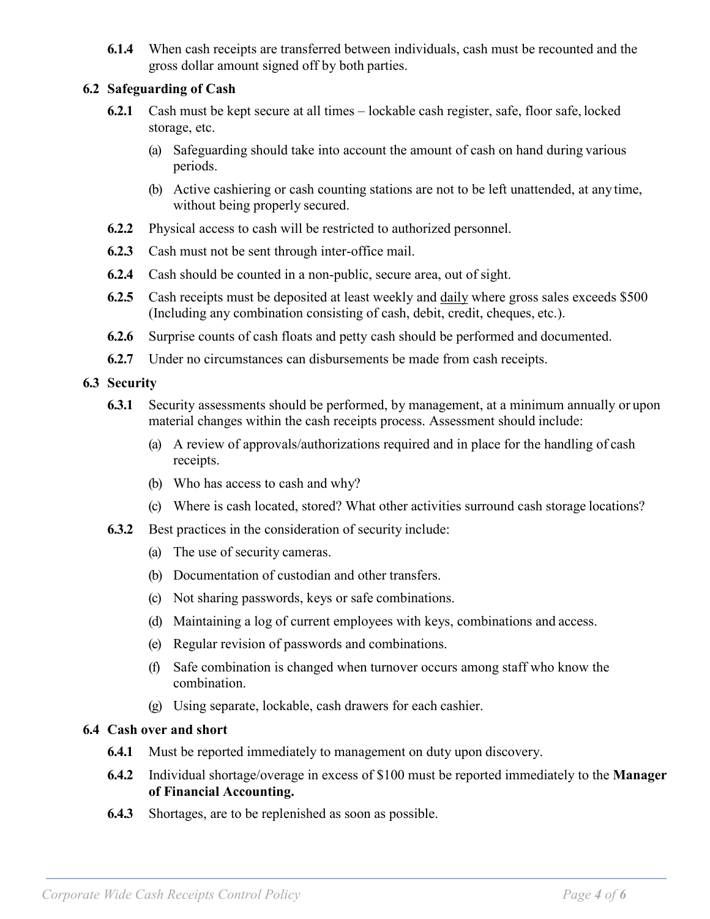**6.1.4** When cash receipts are transferred between individuals, cash must be recounted and the gross dollar amount signed off by both parties.

## 6.2 Safeguarding of Cash

**6.2.1** Cash must be kept secure at all times – lockable cash register, safe, floor safe, locked storage, etc.

(a) Safeguarding should take into account the amount of cash on hand during various periods.

(b) Active cashiering or cash counting stations are not to be left unattended, at any time, without being properly secured.

**6.2.2** Physical access to cash will be restricted to authorized personnel.

**6.2.3** Cash must not be sent through inter-office mail.

**6.2.4** Cash should be counted in a non-public, secure area, out of sight.

**6.2.5** Cash receipts must be deposited at least weekly and daily where gross sales exceeds $500 (Including any combination consisting of cash, debit, credit, cheques, etc.).

**6.2.6** Surprise counts of cash floats and petty cash should be performed and documented.

**6.2.7** Under no circumstances can disbursements be made from cash receipts.

## 6.3 Security

**6.3.1** Security assessments should be performed, by management, at a minimum annually or upon material changes within the cash receipts process. Assessment should include:

(a) A review of approvals/authorizations required and in place for the handling of cash receipts.

(b) Who has access to cash and why?

(c) Where is cash located, stored? What other activities surround cash storage locations?

**6.3.2** Best practices in the consideration of security include:

(a) The use of security cameras.

(b) Documentation of custodian and other transfers.

(c) Not sharing passwords, keys or safe combinations.

(d) Maintaining a log of current employees with keys, combinations and access.

(e) Regular revision of passwords and combinations.

(f) Safe combination is changed when turnover occurs among staff who know the combination.

(g) Using separate, lockable, cash drawers for each cashier.

## 6.4 Cash over and short

**6.4.1** Must be reported immediately to management on duty upon discovery.

**6.4.2** Individual shortage/overage in excess of $100 must be reported immediately to the **Manager of Financial Accounting.**

**6.4.3** Shortages, are to be replenished as soon as possible.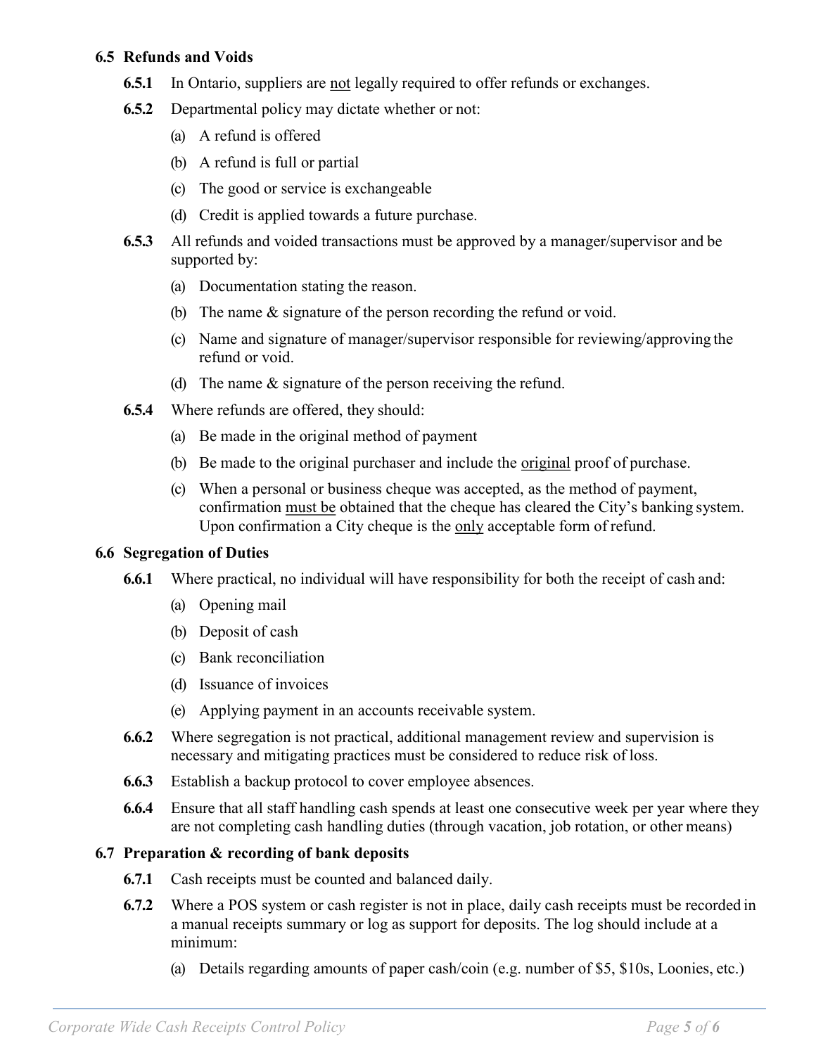### 6.5 Refunds and Voids

**6.5.1** In Ontario, suppliers are <u>not</u> legally required to offer refunds or exchanges.

**6.5.2** Departmental policy may dictate whether or not:

(a) A refund is offered

(b) A refund is full or partial

(c) The good or service is exchangeable

(d) Credit is applied towards a future purchase.

**6.5.3** All refunds and voided transactions must be approved by a manager/supervisor and be supported by:

(a) Documentation stating the reason.

(b) The name & signature of the person recording the refund or void.

(c) Name and signature of manager/supervisor responsible for reviewing/approving the refund or void.

(d) The name & signature of the person receiving the refund.

**6.5.4** Where refunds are offered, they should:

(a) Be made in the original method of payment

(b) Be made to the original purchaser and include the <u>original</u> proof of purchase.

(c) When a personal or business cheque was accepted, as the method of payment, confirmation <u>must be</u> obtained that the cheque has cleared the City's banking system. Upon confirmation a City cheque is the <u>only</u> acceptable form of refund.

### 6.6 Segregation of Duties

**6.6.1** Where practical, no individual will have responsibility for both the receipt of cash and:

(a) Opening mail

(b) Deposit of cash

(c) Bank reconciliation

(d) Issuance of invoices

(e) Applying payment in an accounts receivable system.

**6.6.2** Where segregation is not practical, additional management review and supervision is necessary and mitigating practices must be considered to reduce risk of loss.

**6.6.3** Establish a backup protocol to cover employee absences.

**6.6.4** Ensure that all staff handling cash spends at least one consecutive week per year where they are not completing cash handling duties (through vacation, job rotation, or other means)

### 6.7 Preparation & recording of bank deposits

**6.7.1** Cash receipts must be counted and balanced daily.

**6.7.2** Where a POS system or cash register is not in place, daily cash receipts must be recorded in a manual receipts summary or log as support for deposits. The log should include at a minimum:

(a) Details regarding amounts of paper cash/coin (e.g. number of $5, $10s, Loonies, etc.)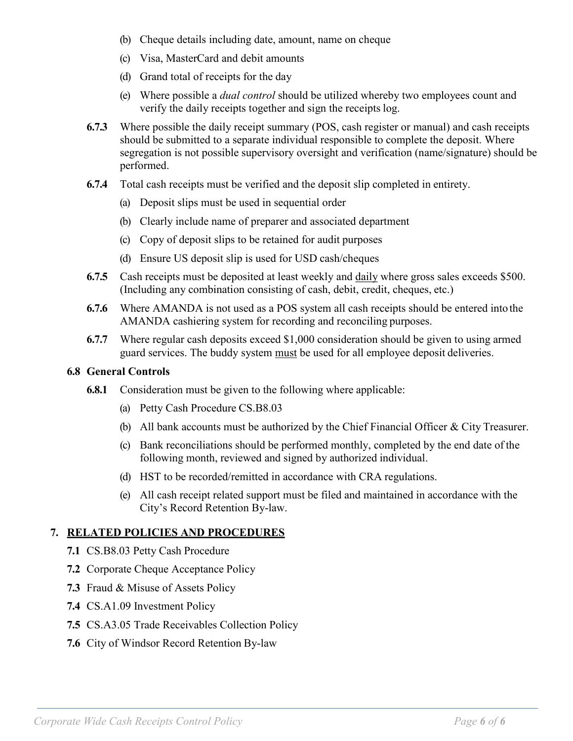(b) Cheque details including date, amount, name on cheque

(c) Visa, MasterCard and debit amounts

(d) Grand total of receipts for the day

(e) Where possible a *dual control* should be utilized whereby two employees count and verify the daily receipts together and sign the receipts log.

**6.7.3** Where possible the daily receipt summary (POS, cash register or manual) and cash receipts should be submitted to a separate individual responsible to complete the deposit. Where segregation is not possible supervisory oversight and verification (name/signature) should be performed.

**6.7.4** Total cash receipts must be verified and the deposit slip completed in entirety.

(a) Deposit slips must be used in sequential order

(b) Clearly include name of preparer and associated department

(c) Copy of deposit slips to be retained for audit purposes

(d) Ensure US deposit slip is used for USD cash/cheques

**6.7.5** Cash receipts must be deposited at least weekly and <u>daily</u> where gross sales exceeds $500. (Including any combination consisting of cash, debit, credit, cheques, etc.)

**6.7.6** Where AMANDA is not used as a POS system all cash receipts should be entered into the AMANDA cashiering system for recording and reconciling purposes.

**6.7.7** Where regular cash deposits exceed $1,000 consideration should be given to using armed guard services. The buddy system <u>must</u> be used for all employee deposit deliveries.

### 6.8 General Controls

**6.8.1** Consideration must be given to the following where applicable:

(a) Petty Cash Procedure CS.B8.03

(b) All bank accounts must be authorized by the Chief Financial Officer & City Treasurer.

(c) Bank reconciliations should be performed monthly, completed by the end date of the following month, reviewed and signed by authorized individual.

(d) HST to be recorded/remitted in accordance with CRA regulations.

(e) All cash receipt related support must be filed and maintained in accordance with the City's Record Retention By-law.

## 7. RELATED POLICIES AND PROCEDURES

**7.1** CS.B8.03 Petty Cash Procedure

**7.2** Corporate Cheque Acceptance Policy

**7.3** Fraud & Misuse of Assets Policy

**7.4** CS.A1.09 Investment Policy

**7.5** CS.A3.05 Trade Receivables Collection Policy

**7.6** City of Windsor Record Retention By-law